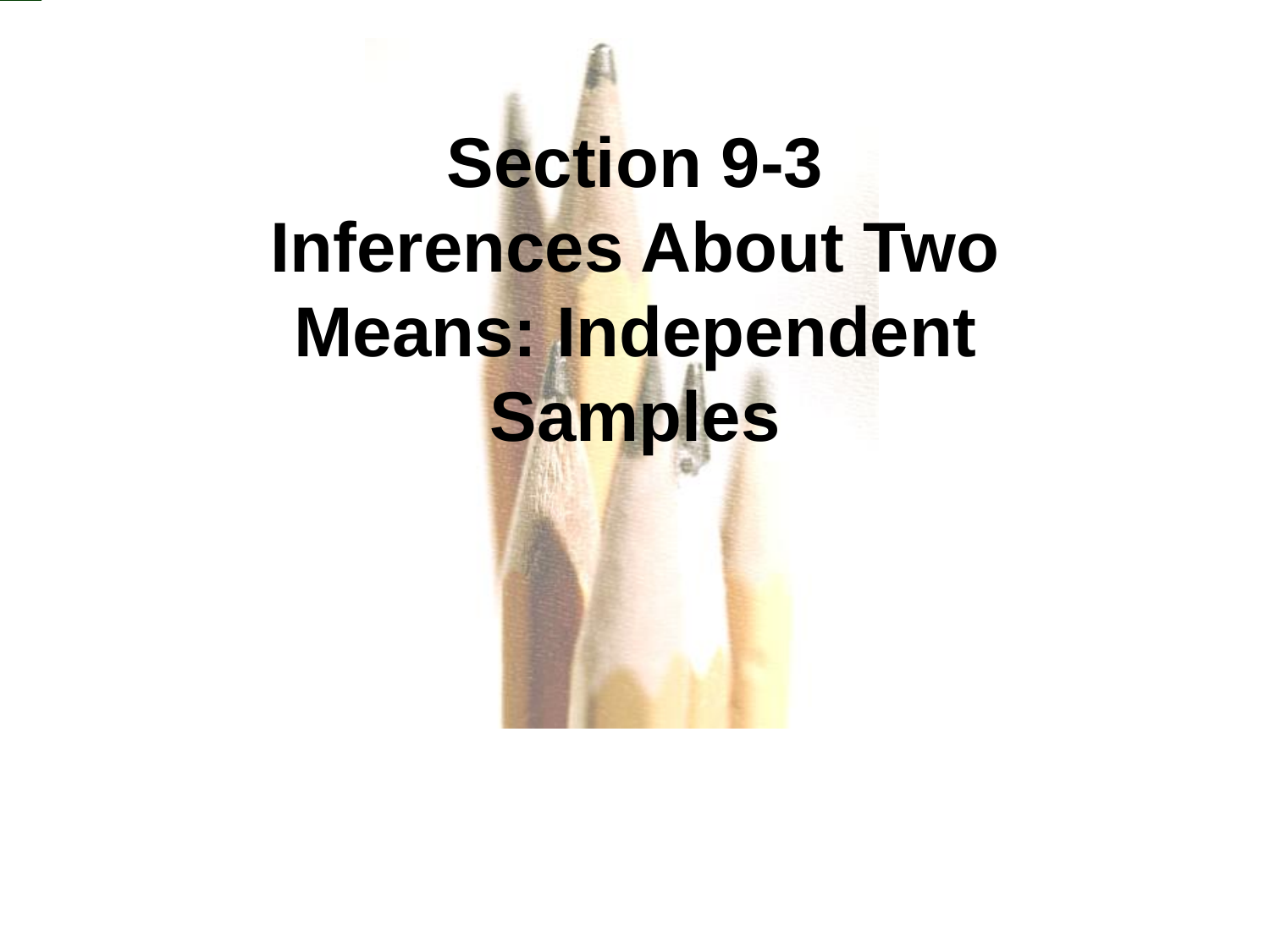# Section 9-3 Inferences About Two Means: Independent Samples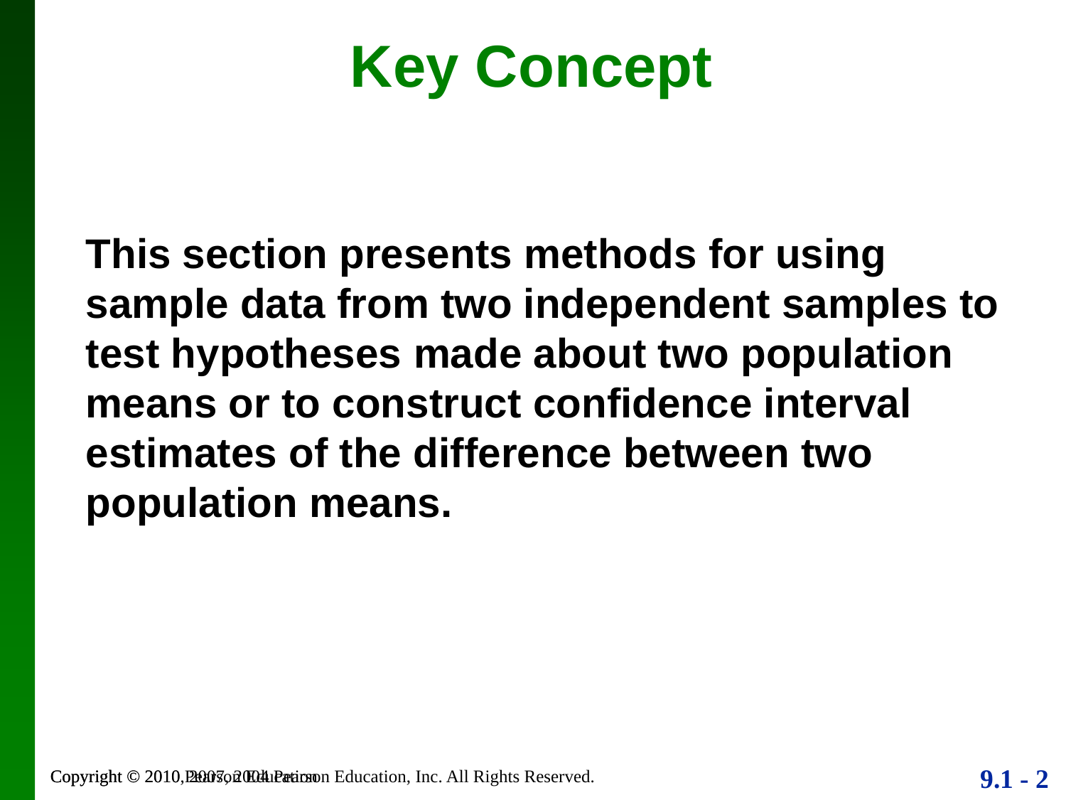# Key Concept

**This section presents methods for using sample data from two independent samples to test hypotheses made about two population means or to construct confidence interval estimates of the difference between two population means.**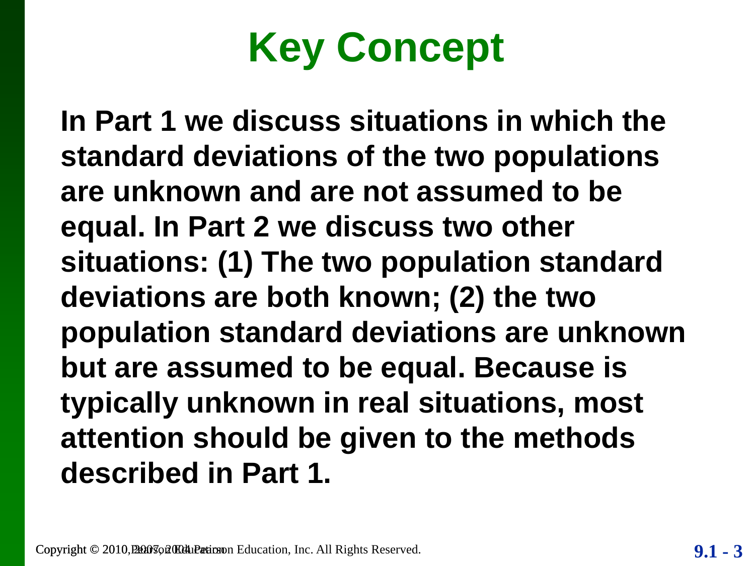# Key Concept

**In Part 1 we discuss situations in which the standard deviations of the two populations are unknown and are not assumed to be equal. In Part 2 we discuss two other situations: (1) The two population standard deviations are both known; (2) the two population standard deviations are unknown but are assumed to be equal. Because is typically unknown in real situations, most attention should be given to the methods described in Part 1.**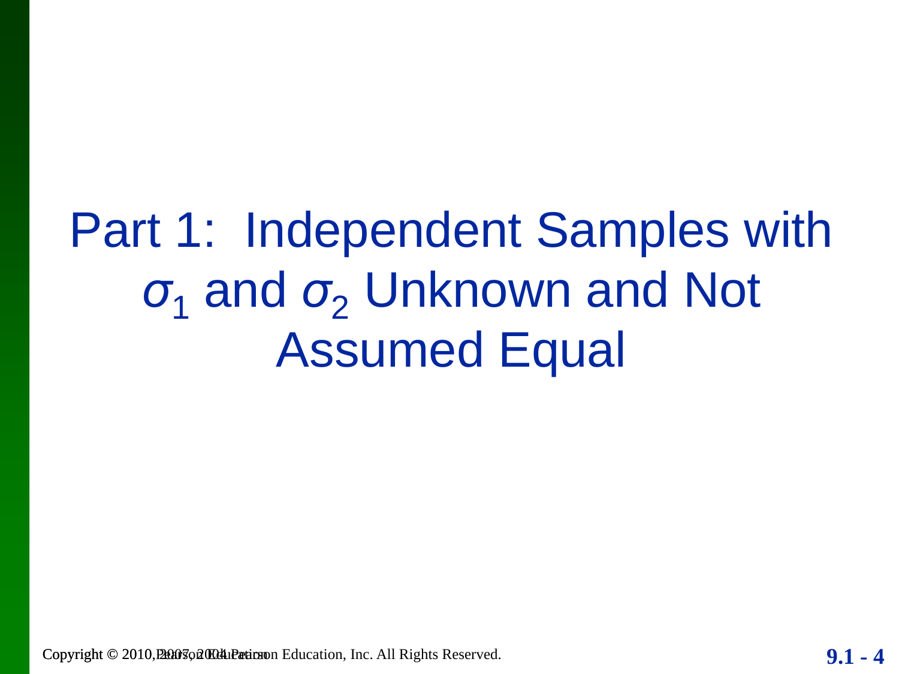# Part 1: Independent Samples with $\sigma_1$ and $\sigma_2$ Unknown and Not Assumed Equal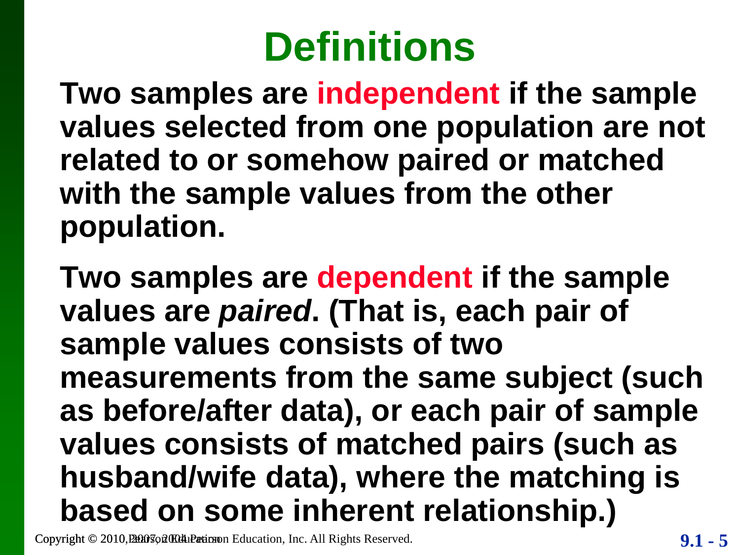# Definitions

**Two samples are independent if the sample values selected from one population are not related to or somehow paired or matched with the sample values from the other population.**

**Two samples are dependent if the sample values are *paired*. (That is, each pair of sample values consists of two measurements from the same subject (such as before/after data), or each pair of sample values consists of matched pairs (such as husband/wife data), where the matching is based on some inherent relationship.)**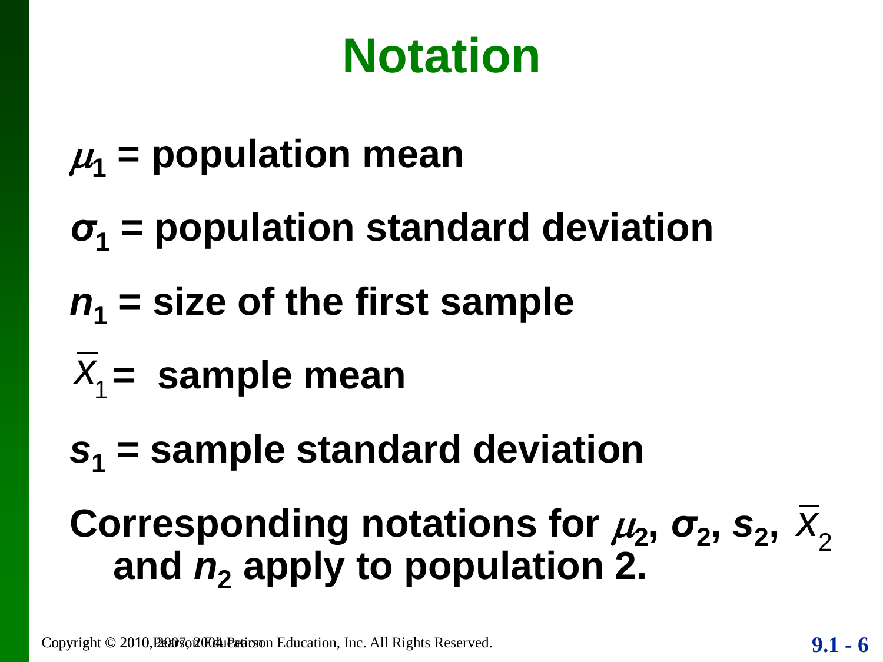# Notation

$\mu_1$ = population mean

$\sigma_1$ = population standard deviation

$n_1$ = size of the first sample

$\overline{x}_1$ = sample mean

$s_1$ = sample standard deviation

Corresponding notations for $\mu_2$, $\sigma_2$, $s_2$, $\overline{x}_2$ and $n_2$ apply to population 2.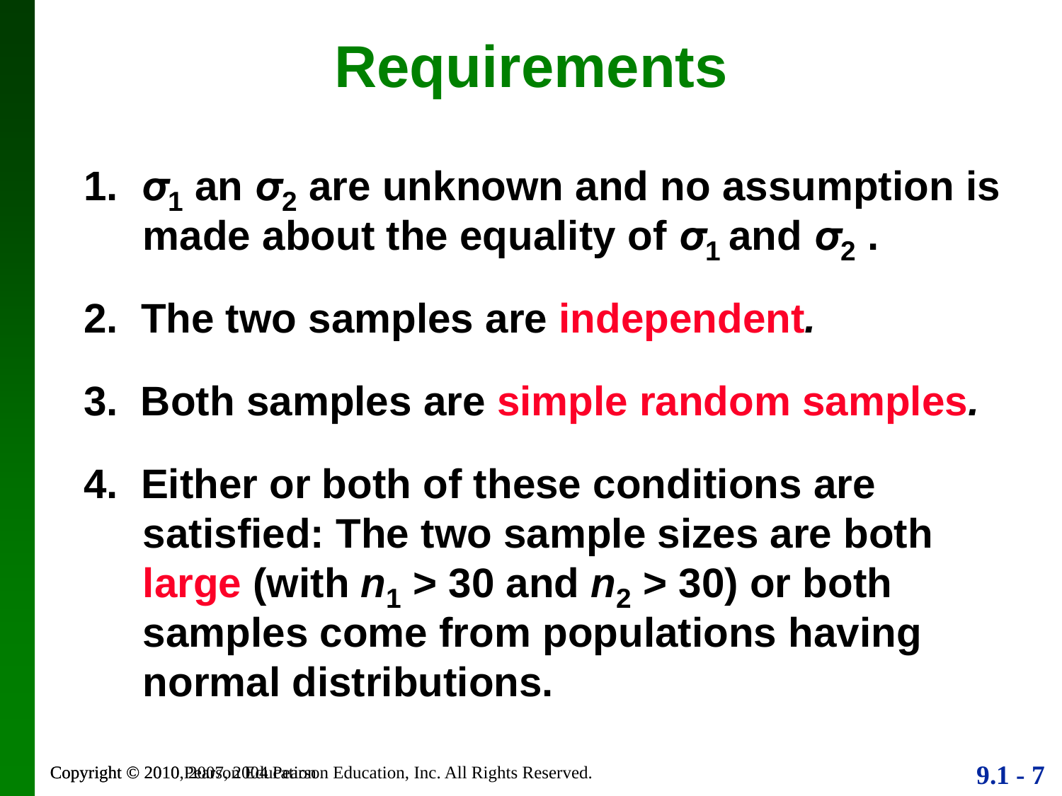# Requirements

1. $\sigma_1$ an $\sigma_2$ are unknown and no assumption is made about the equality of $\sigma_1$ and $\sigma_2$ .
2. The two samples are independent*.*
3. Both samples are simple random samples*.*
4. Either or both of these conditions are satisfied: The two sample sizes are both large (with $n_1 > 30$ and $n_2 > 30$) or both samples come from populations having normal distributions.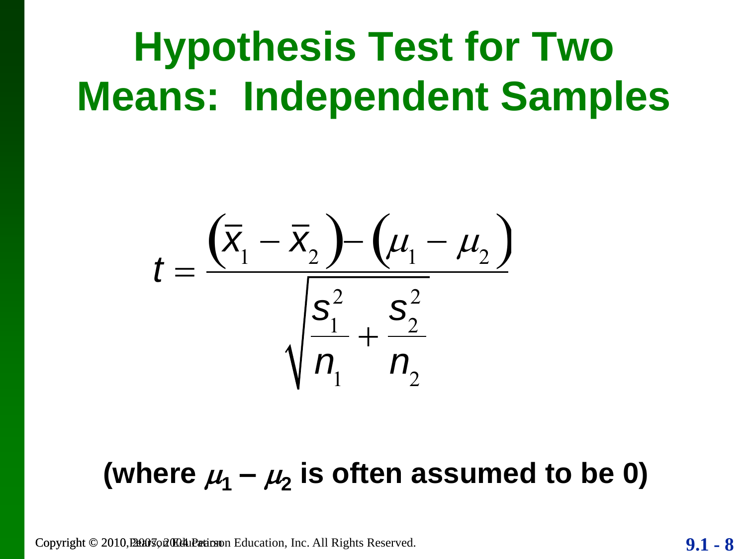# Hypothesis Test for Two Means: Independent Samples

$$t = \frac{\left(\bar{x}_1 - \bar{x}_2\right) - \left(\mu_1 - \mu_2\right)}{\sqrt{\dfrac{s_1^2}{n_1} + \dfrac{s_2^2}{n_2}}}$$

**(where $\mu_1 - \mu_2$ is often assumed to be 0)**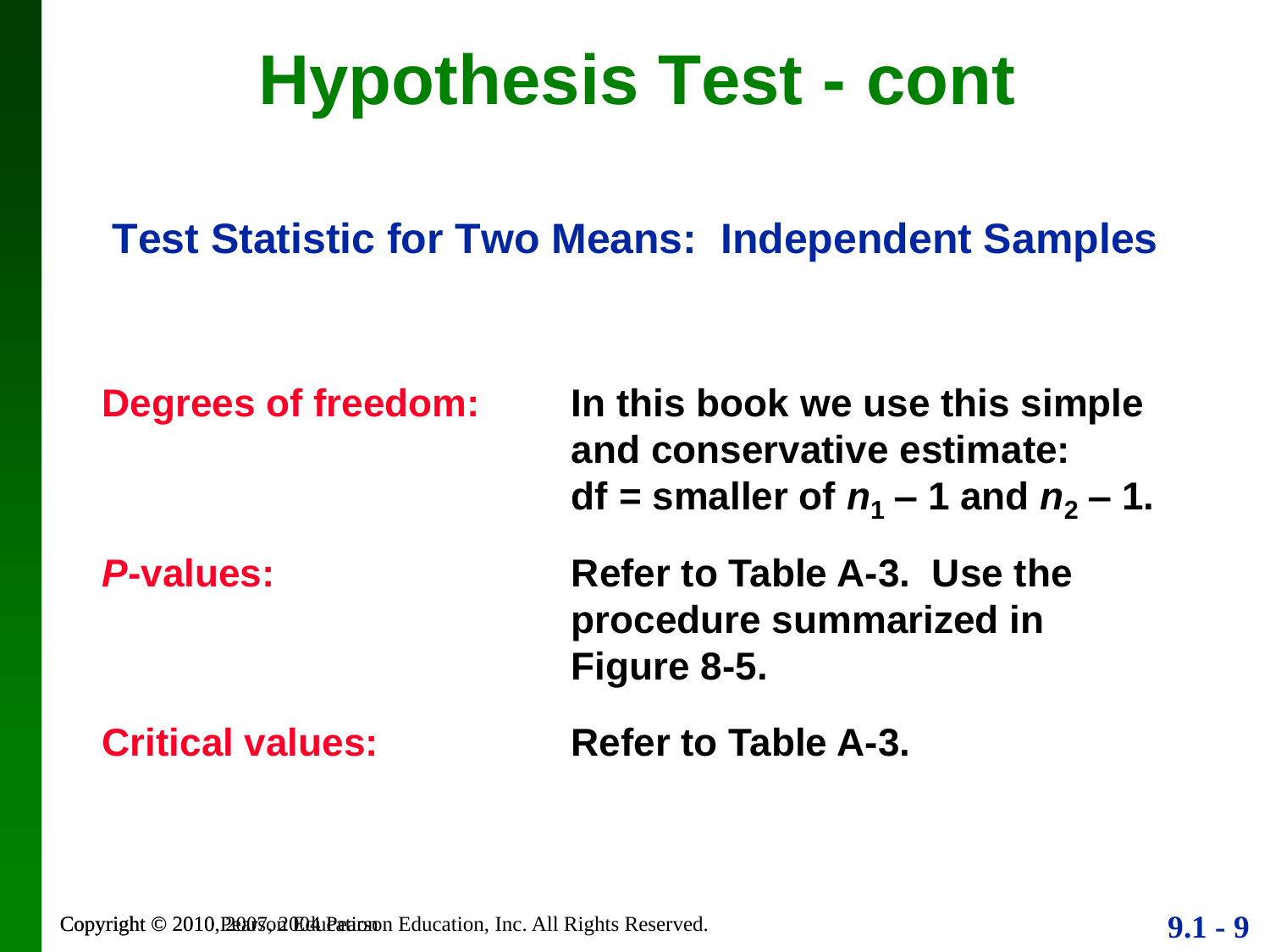# Hypothesis Test - cont

## Test Statistic for Two Means: Independent Samples

**Degrees of freedom:** In this book we use this simple and conservative estimate: df = smaller of $n_1 - 1$ and $n_2 - 1$.

***P*-values:** Refer to Table A-3. Use the procedure summarized in Figure 8-5.

**Critical values:** Refer to Table A-3.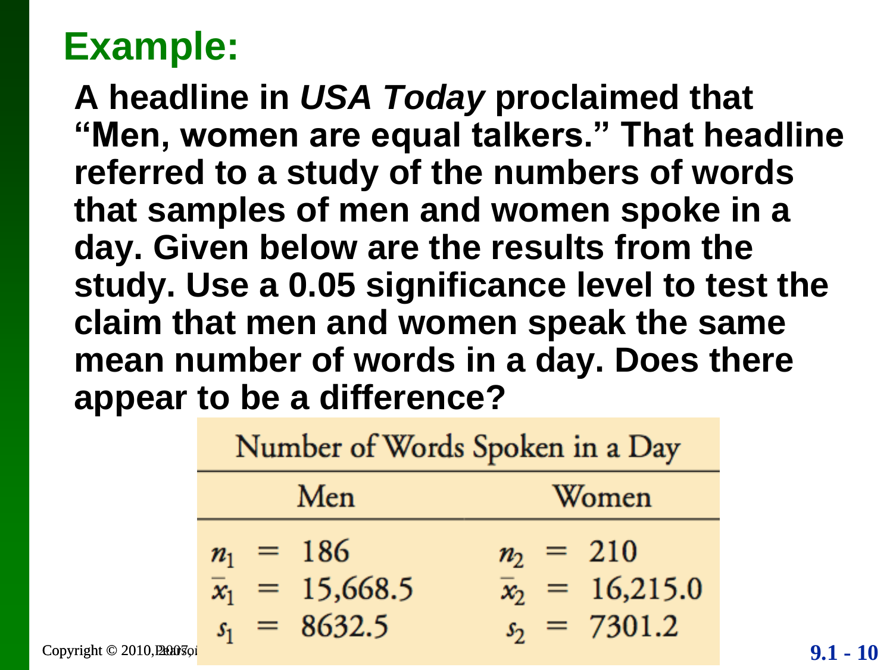## Example:

**A headline in *USA Today* proclaimed that "Men, women are equal talkers." That headline referred to a study of the numbers of words that samples of men and women spoke in a day. Given below are the results from the study. Use a 0.05 significance level to test the claim that men and women speak the same mean number of words in a day. Does there appear to be a difference?**

| Number of Words Spoken in a Day | |
|---|---|
| Men | Women |
| $n_1 = 186$ | $n_2 = 210$ |
| $\bar{x}_1 = 15{,}668.5$ | $\bar{x}_2 = 16{,}215.0$ |
| $s_1 = 8632.5$ | $s_2 = 7301.2$ |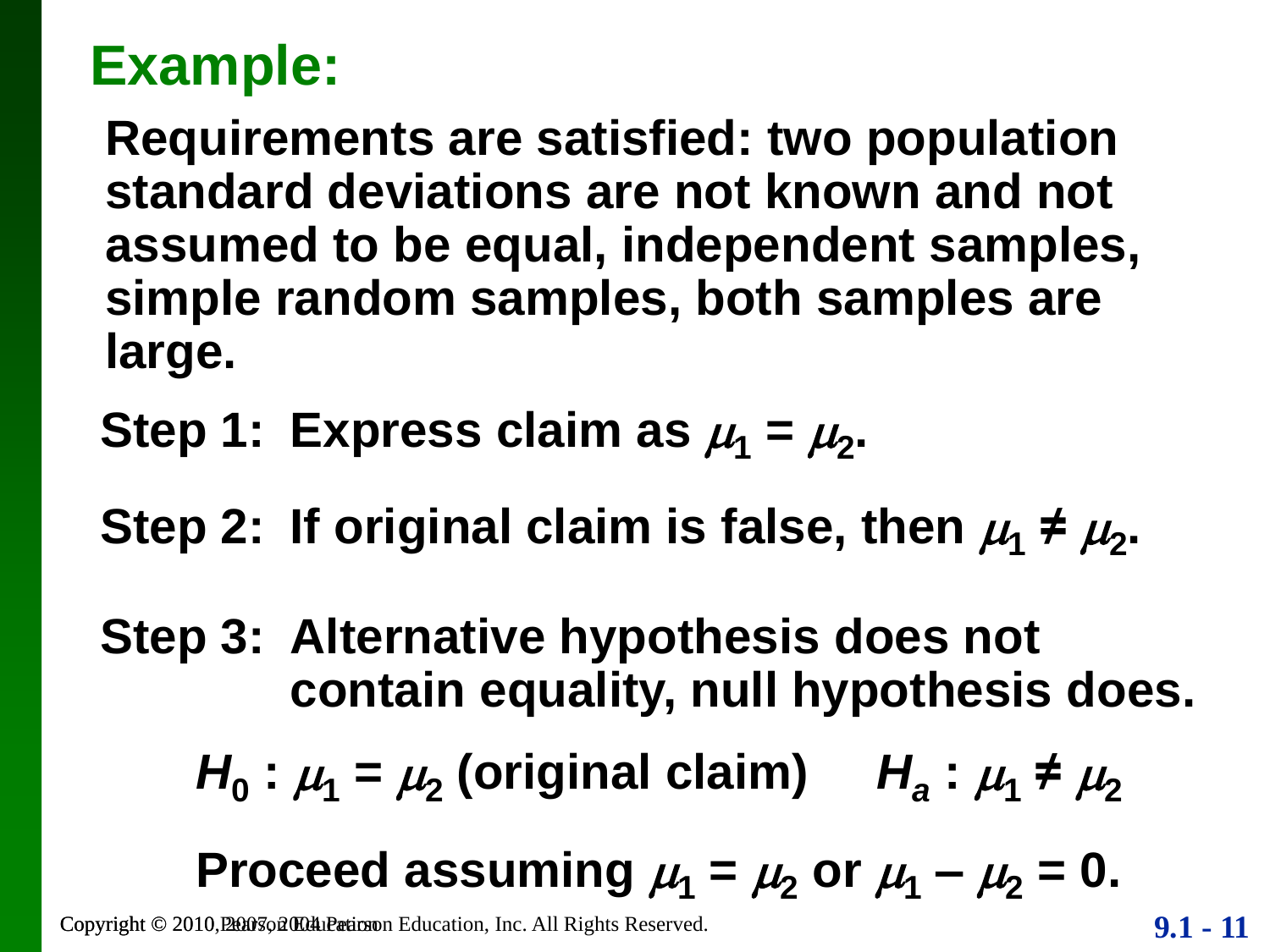## Example:

**Requirements are satisfied: two population standard deviations are not known and not assumed to be equal, independent samples, simple random samples, both samples are large.**

**Step 1:** Express claim as $\mu_1 = \mu_2$.

**Step 2:** If original claim is false, then $\mu_1 \neq \mu_2$.

**Step 3:** Alternative hypothesis does not contain equality, null hypothesis does.

$H_0 : \mu_1 = \mu_2$ (original claim) $\quad H_a : \mu_1 \neq \mu_2$

Proceed assuming $\mu_1 = \mu_2$ or $\mu_1 - \mu_2 = 0$.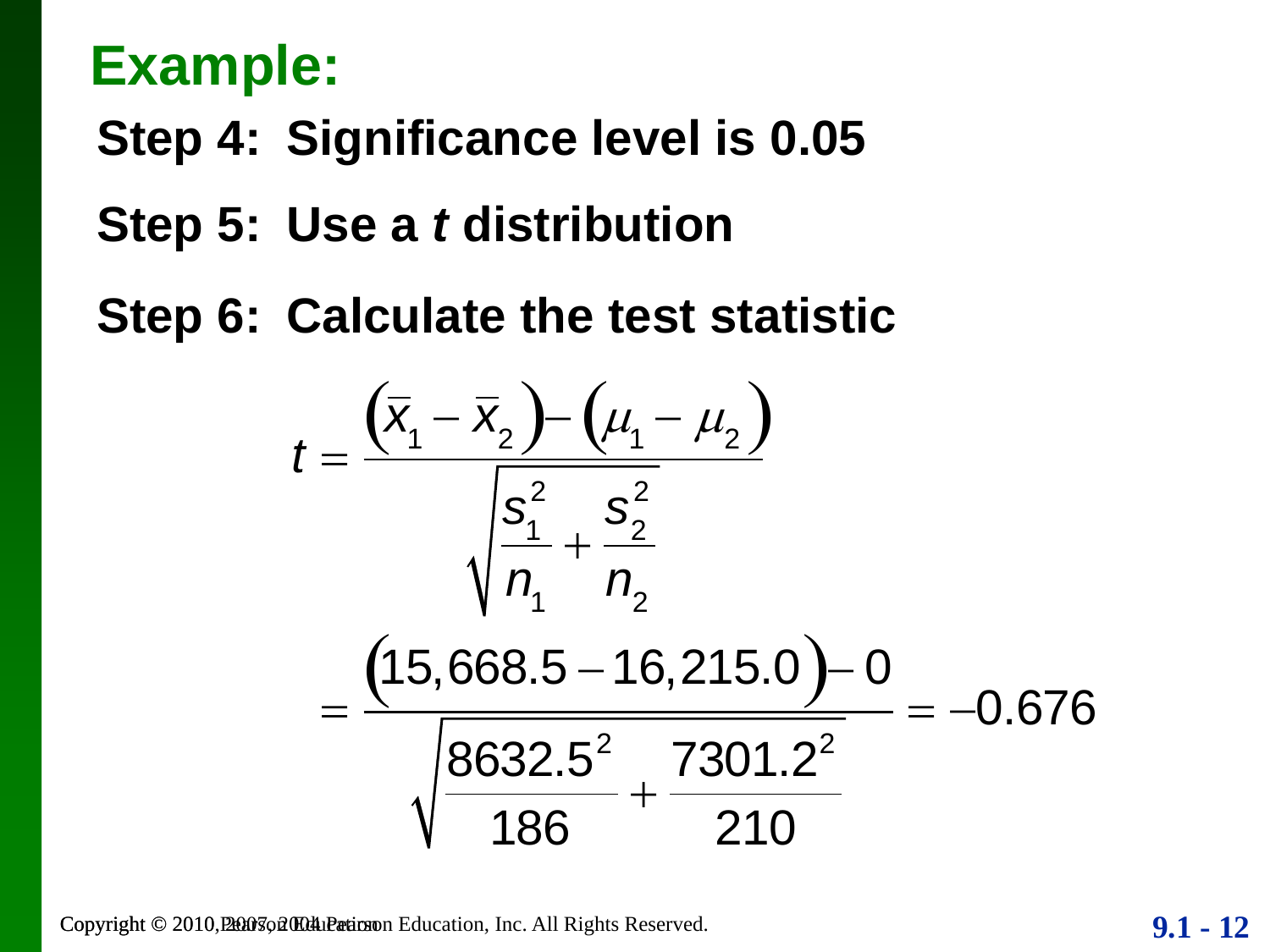## Example:

**Step 4: Significance level is 0.05**

**Step 5: Use a *t* distribution**

**Step 6: Calculate the test statistic**

$$t = \frac{\left(\bar{x}_1 - \bar{x}_2\right) - \left(\mu_1 - \mu_2\right)}{\sqrt{\frac{s_1^2}{n_1} + \frac{s_2^2}{n_2}}}$$

$$= \frac{\left(15{,}668.5 - 16{,}215.0\right) - 0}{\sqrt{\frac{8632.5^2}{186} + \frac{7301.2^2}{210}}} = -0.676$$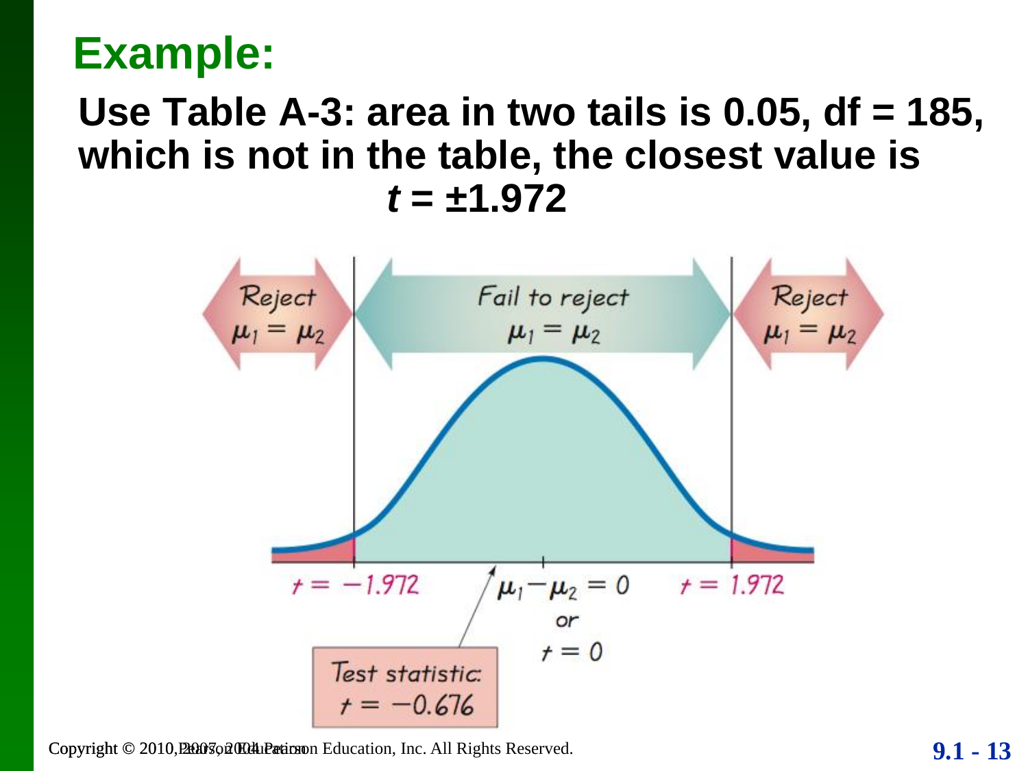# Example:

**Use Table A-3: area in two tails is 0.05, df = 185, which is not in the table, the closest value is**

**$t = \pm 1.972$**

Reject $\mu_1 = \mu_2$

Fail to reject $\mu_1 = \mu_2$

Reject $\mu_1 = \mu_2$

$t = -1.972$

$\mu_1 - \mu_2 = 0$ or $t = 0$

$t = 1.972$

Test statistic: $t = -0.676$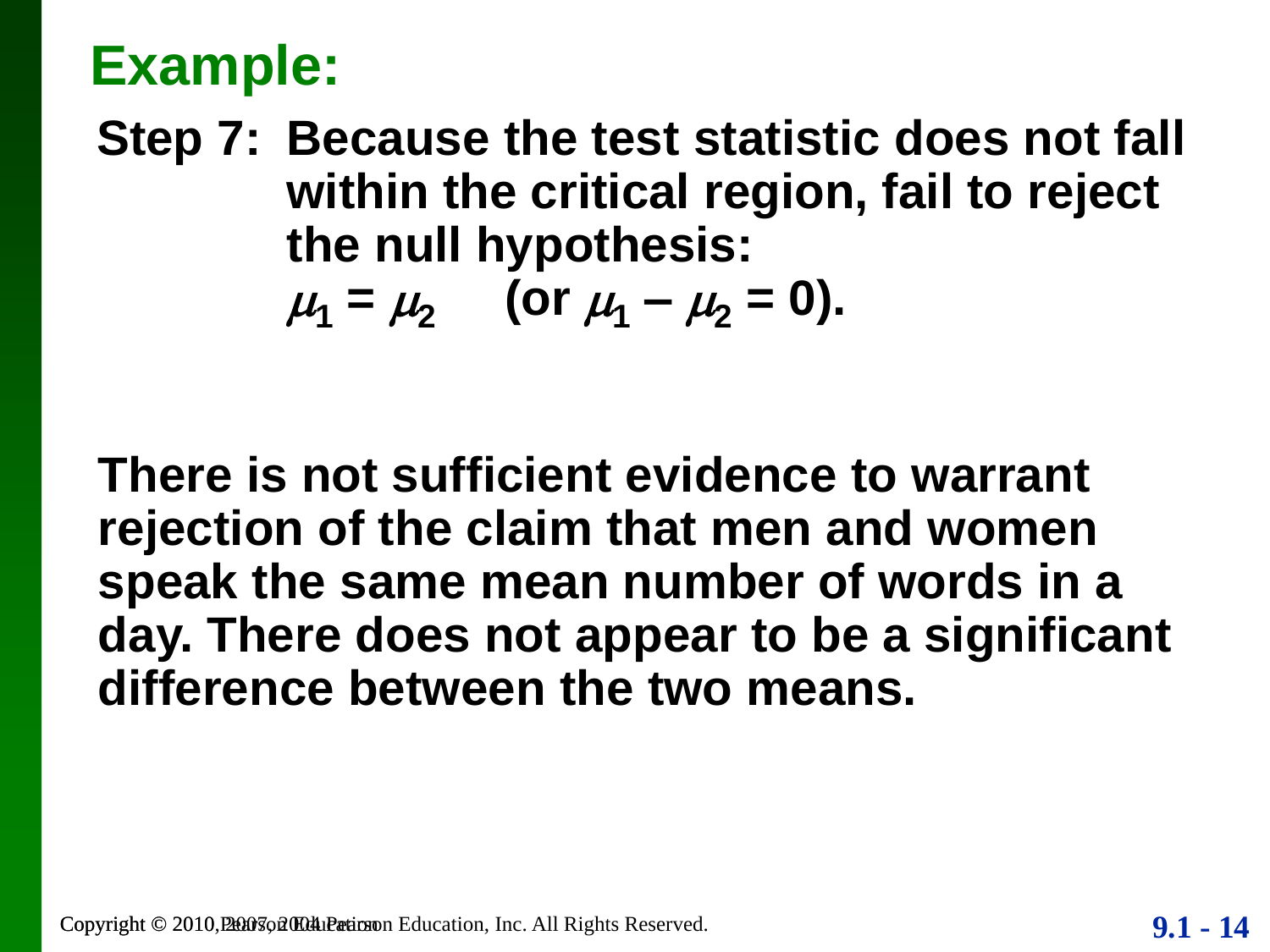## Example:

**Step 7: Because the test statistic does not fall within the critical region, fail to reject the null hypothesis:**

**$\mu_1 = \mu_2$ (or $\mu_1 - \mu_2 = 0$).**

**There is not sufficient evidence to warrant rejection of the claim that men and women speak the same mean number of words in a day. There does not appear to be a significant difference between the two means.**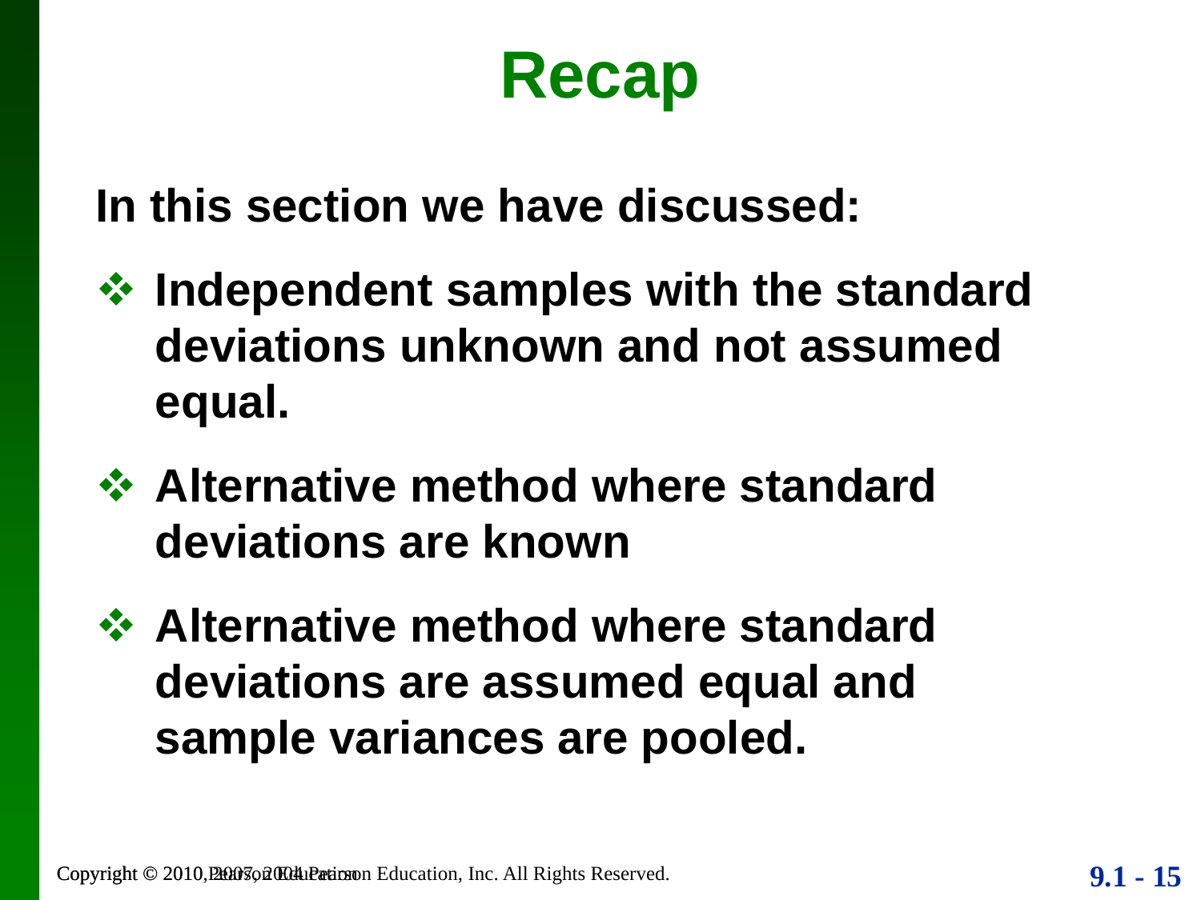# Recap

**In this section we have discussed:**

- **Independent samples with the standard deviations unknown and not assumed equal.**
- **Alternative method where standard deviations are known**
- **Alternative method where standard deviations are assumed equal and sample variances are pooled.**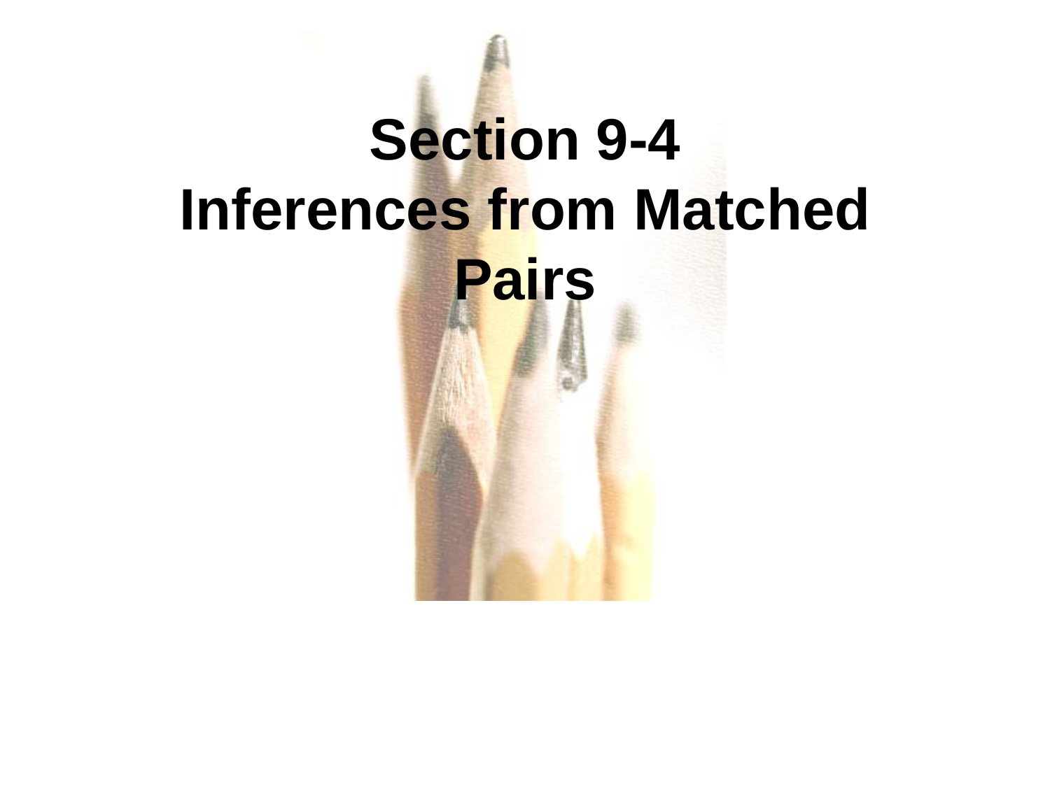# Section 9-4
# Inferences from Matched Pairs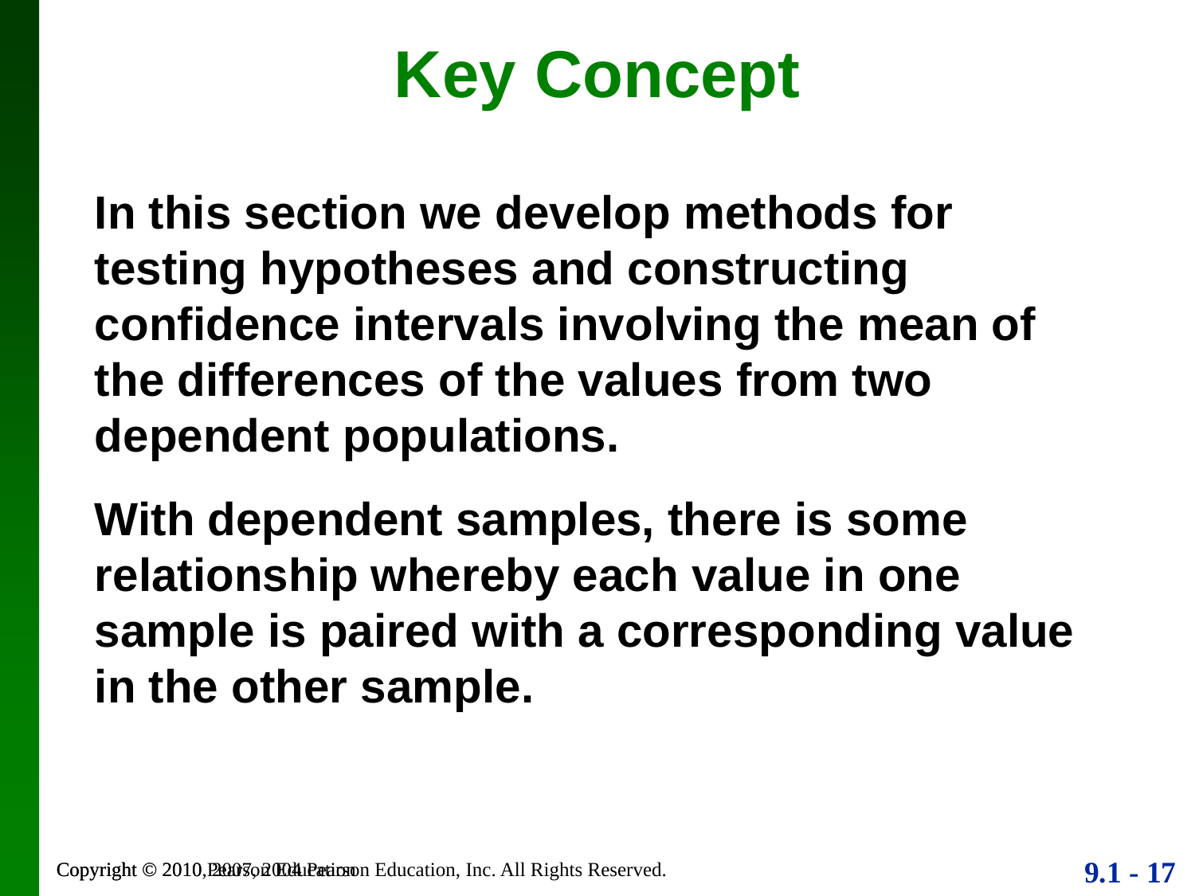# Key Concept

**In this section we develop methods for testing hypotheses and constructing confidence intervals involving the mean of the differences of the values from two dependent populations.**

**With dependent samples, there is some relationship whereby each value in one sample is paired with a corresponding value in the other sample.**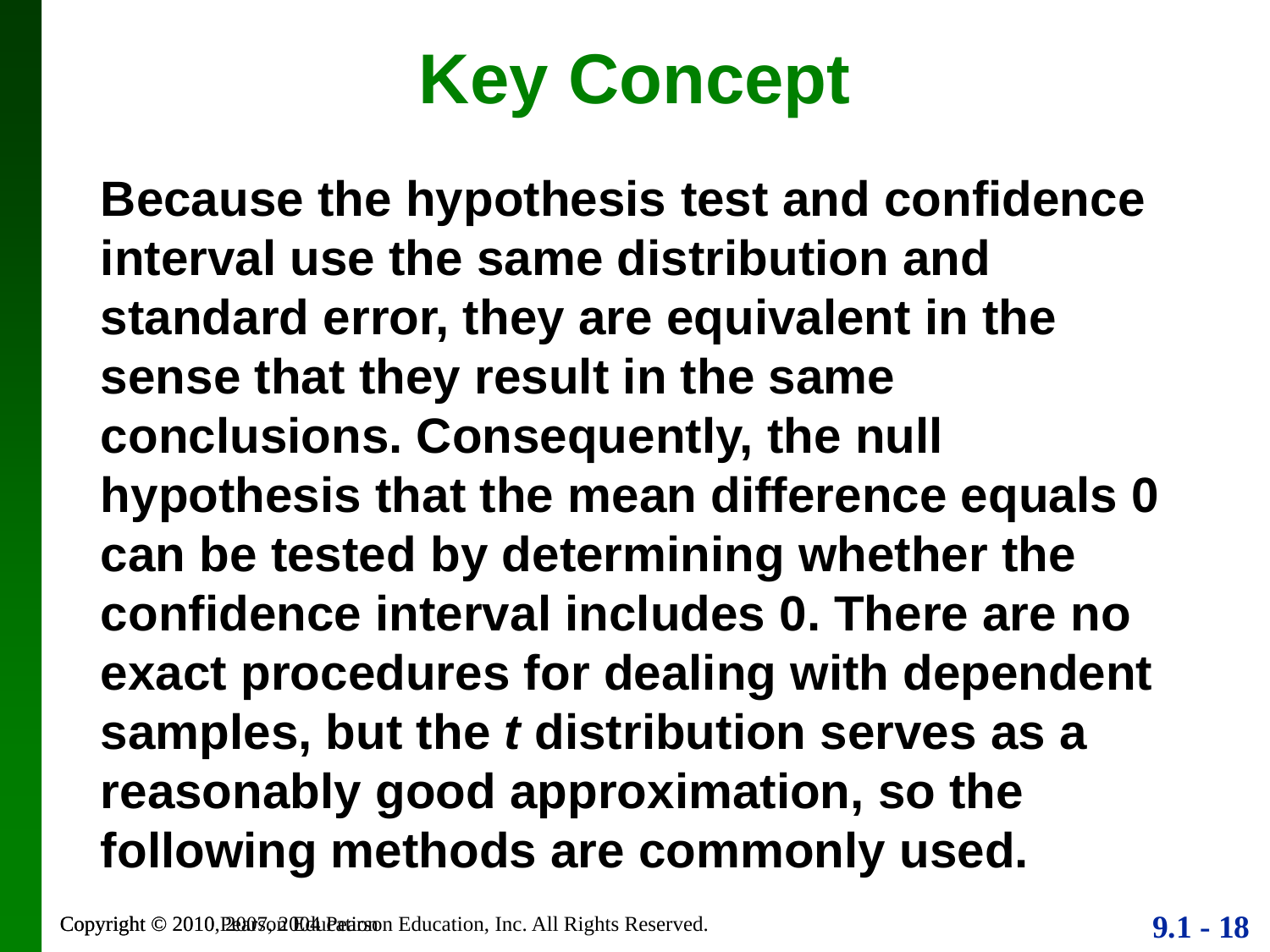# Key Concept

**Because the hypothesis test and confidence interval use the same distribution and standard error, they are equivalent in the sense that they result in the same conclusions. Consequently, the null hypothesis that the mean difference equals 0 can be tested by determining whether the confidence interval includes 0. There are no exact procedures for dealing with dependent samples, but the *t* distribution serves as a reasonably good approximation, so the following methods are commonly used.**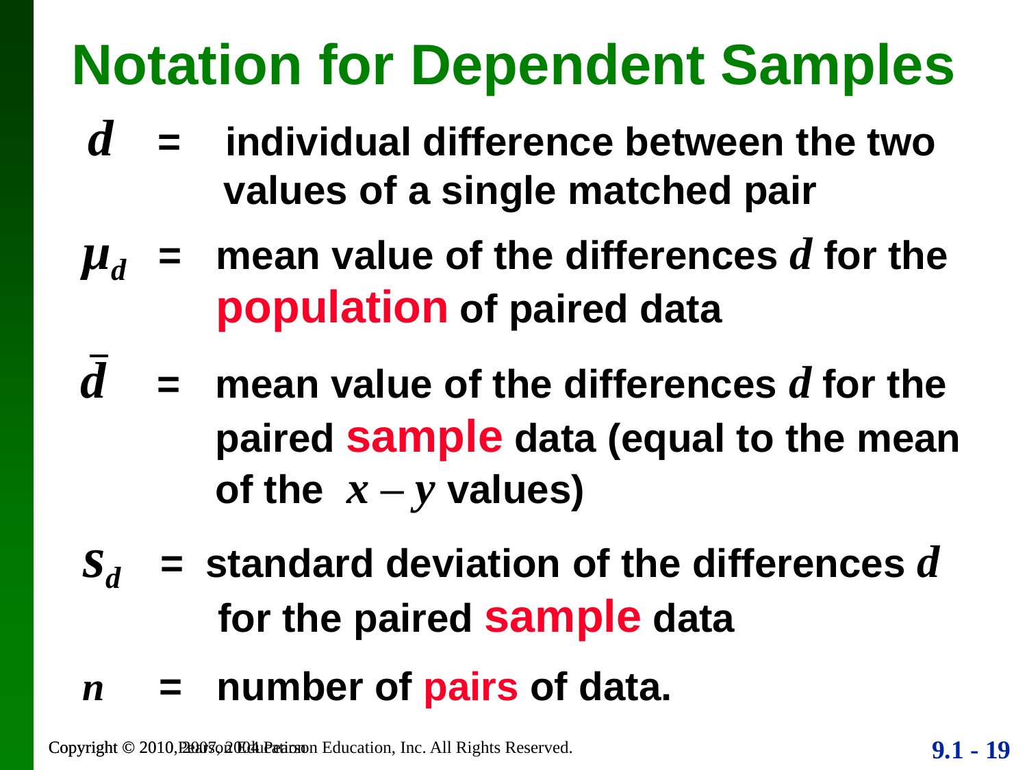# Notation for Dependent Samples

$d$ = **individual difference between the two values of a single matched pair**

$\mu_d$ = **mean value of the differences $d$ for the population of paired data**

$\bar{d}$ = **mean value of the differences $d$ for the paired sample data (equal to the mean of the $x - y$ values)**

$s_d$ = **standard deviation of the differences $d$ for the paired sample data**

$n$ = **number of pairs of data.**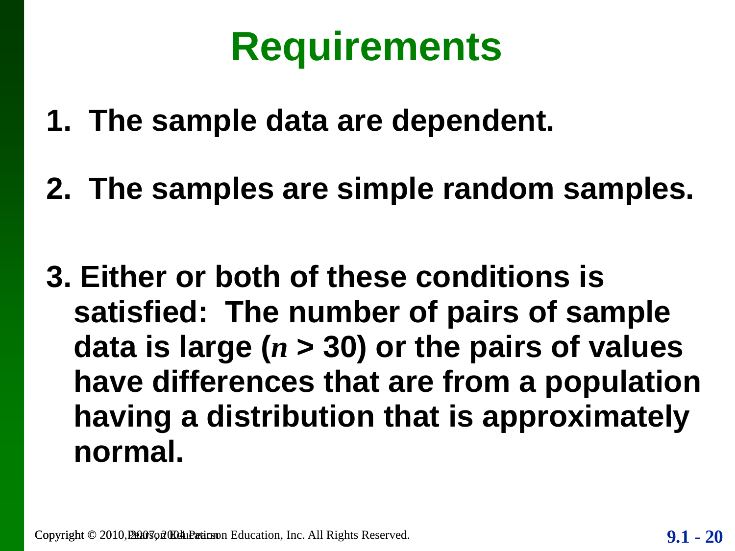# Requirements

1. **The sample data are dependent.**
2. **The samples are simple random samples.**
3. **Either or both of these conditions is satisfied: The number of pairs of sample data is large ($n$ > 30) or the pairs of values have differences that are from a population having a distribution that is approximately normal.**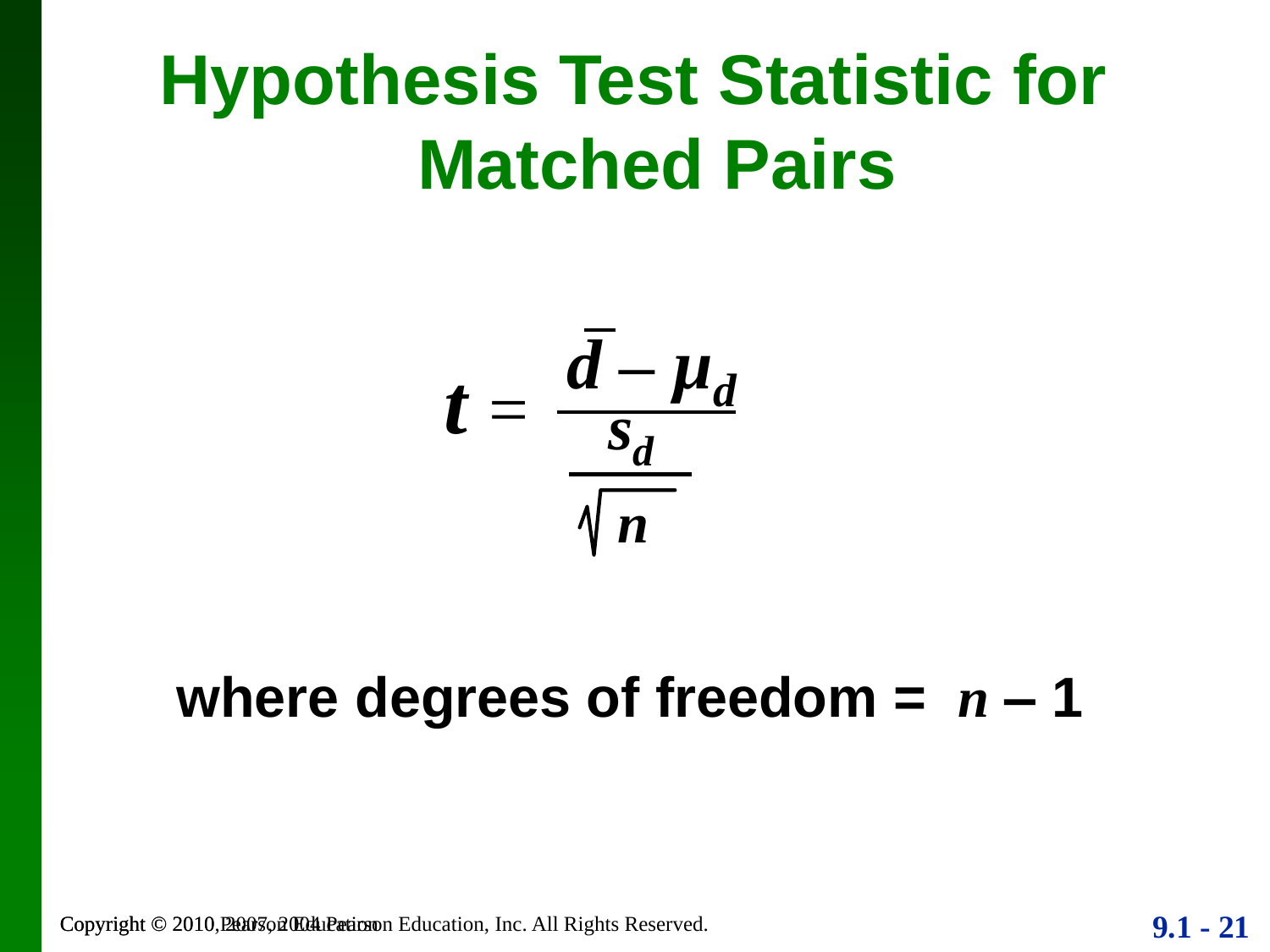# Hypothesis Test Statistic for Matched Pairs

$$t = \frac{\bar{d} - \mu_d}{\frac{s_d}{\sqrt{n}}}$$

**where degrees of freedom = $n$ – 1**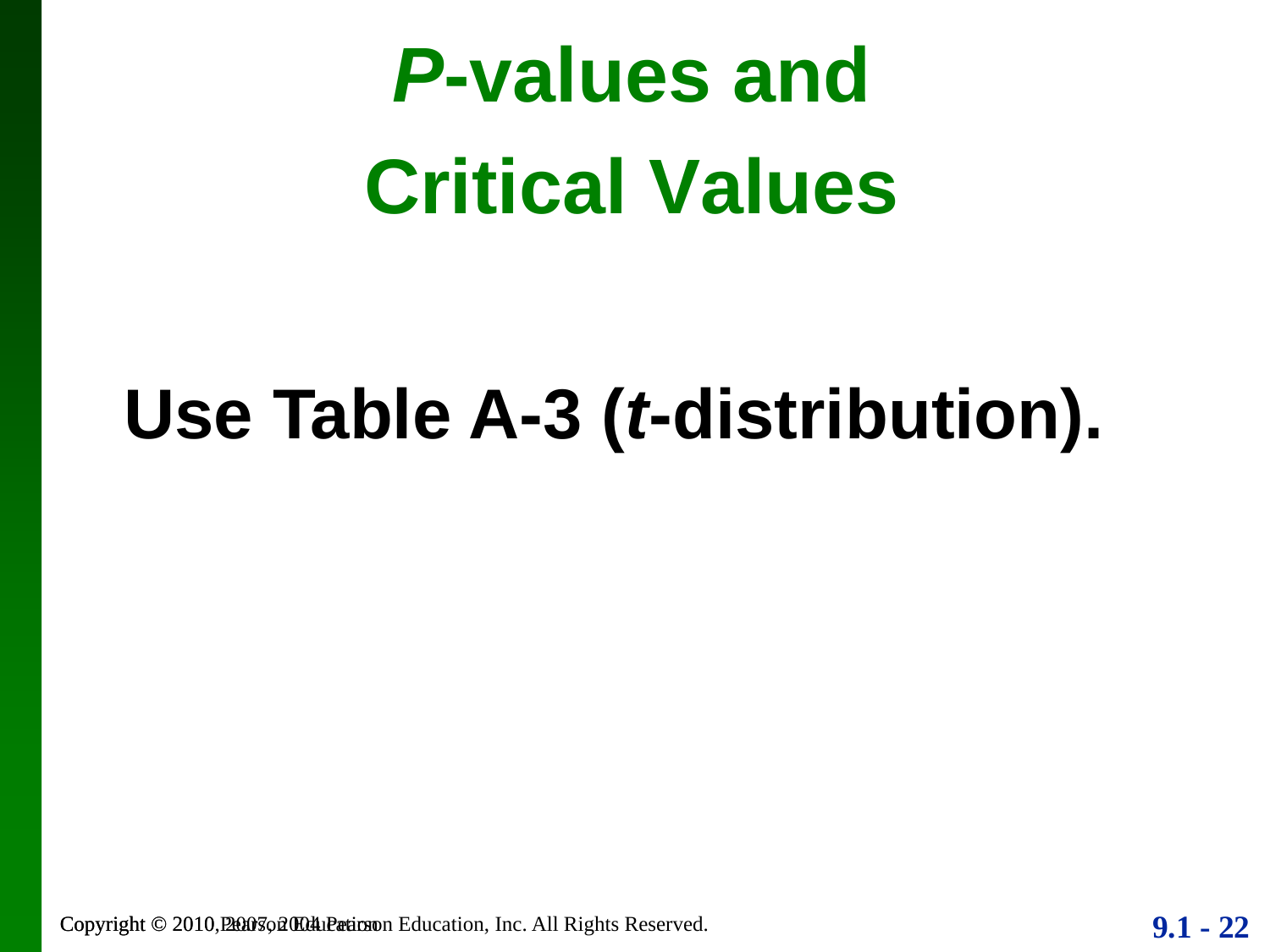# *P*-values and Critical Values

**Use Table A-3 (*t*-distribution).**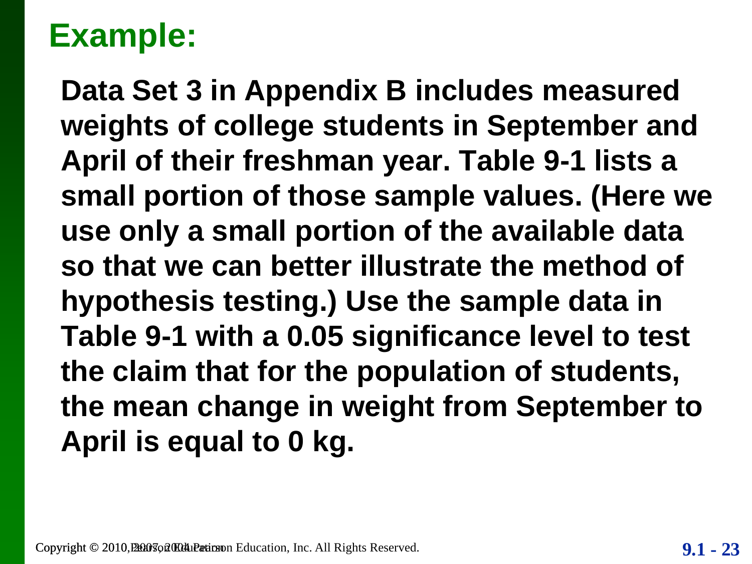# Example:

**Data Set 3 in Appendix B includes measured weights of college students in September and April of their freshman year. Table 9-1 lists a small portion of those sample values. (Here we use only a small portion of the available data so that we can better illustrate the method of hypothesis testing.) Use the sample data in Table 9-1 with a 0.05 significance level to test the claim that for the population of students, the mean change in weight from September to April is equal to 0 kg.**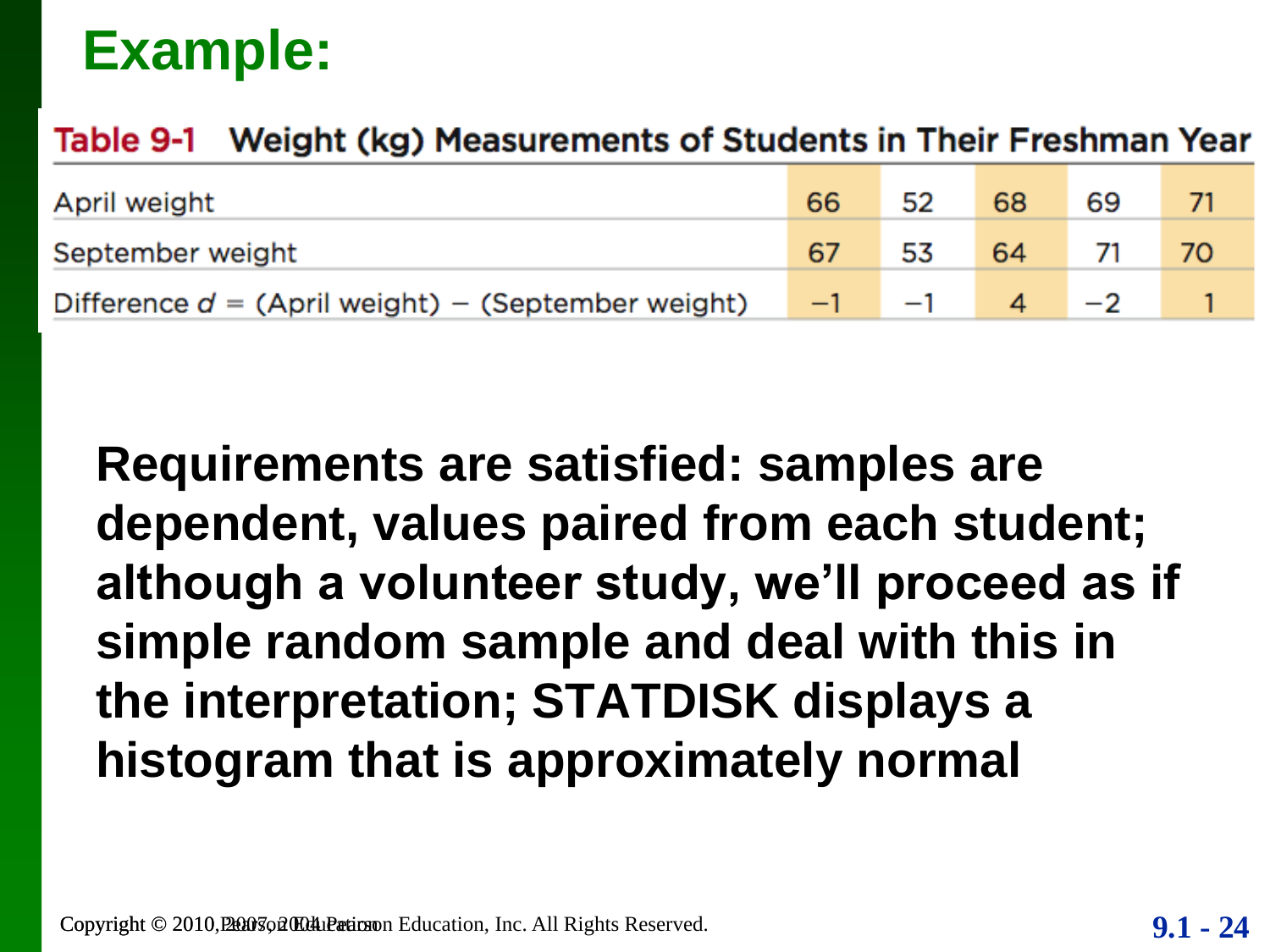# Example:

**Table 9-1 Weight (kg) Measurements of Students in Their Freshman Year**

| | | | | | |
|---|---|---|---|---|---|
| April weight | 66 | 52 | 68 | 69 | 71 |
| September weight | 67 | 53 | 64 | 71 | 70 |
| Difference $d$ = (April weight) − (September weight) | −1 | −1 | 4 | −2 | 1 |

**Requirements are satisfied: samples are dependent, values paired from each student; although a volunteer study, we'll proceed as if simple random sample and deal with this in the interpretation; STATDISK displays a histogram that is approximately normal**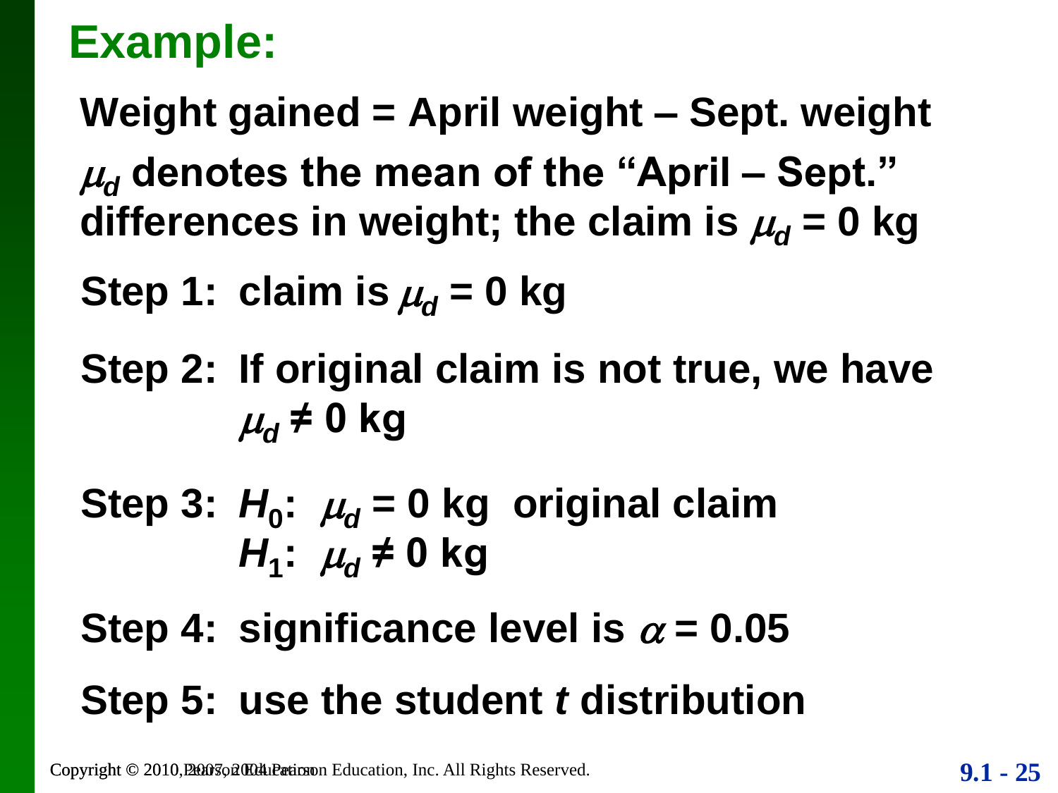# Example:

**Weight gained = April weight – Sept. weight**

**$\mu_d$ denotes the mean of the "April – Sept." differences in weight; the claim is $\mu_d = 0$ kg**

**Step 1: claim is $\mu_d = 0$ kg**

**Step 2: If original claim is not true, we have $\mu_d \neq 0$ kg**

**Step 3: $H_0$: $\mu_d = 0$ kg original claim**
**$H_1$: $\mu_d \neq 0$ kg**

**Step 4: significance level is $\alpha = 0.05$**

**Step 5: use the student *t* distribution**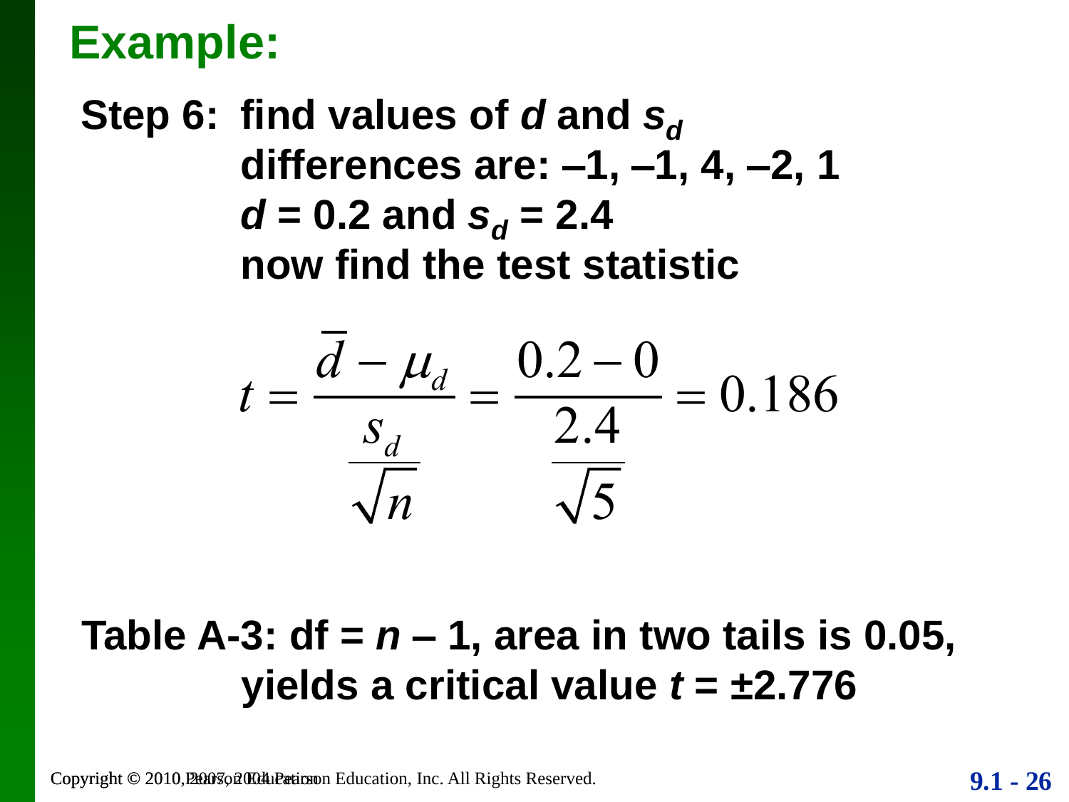## Example:

**Step 6: find values of $d$ and $s_d$**

**differences are: –1, –1, 4, –2, 1**

**$d$ = 0.2 and $s_d$ = 2.4**

**now find the test statistic**

$$t = \frac{\bar{d} - \mu_d}{\frac{s_d}{\sqrt{n}}} = \frac{0.2 - 0}{\frac{2.4}{\sqrt{5}}} = 0.186$$

**Table A-3: df = $n$ – 1, area in two tails is 0.05, yields a critical value $t$ = ±2.776**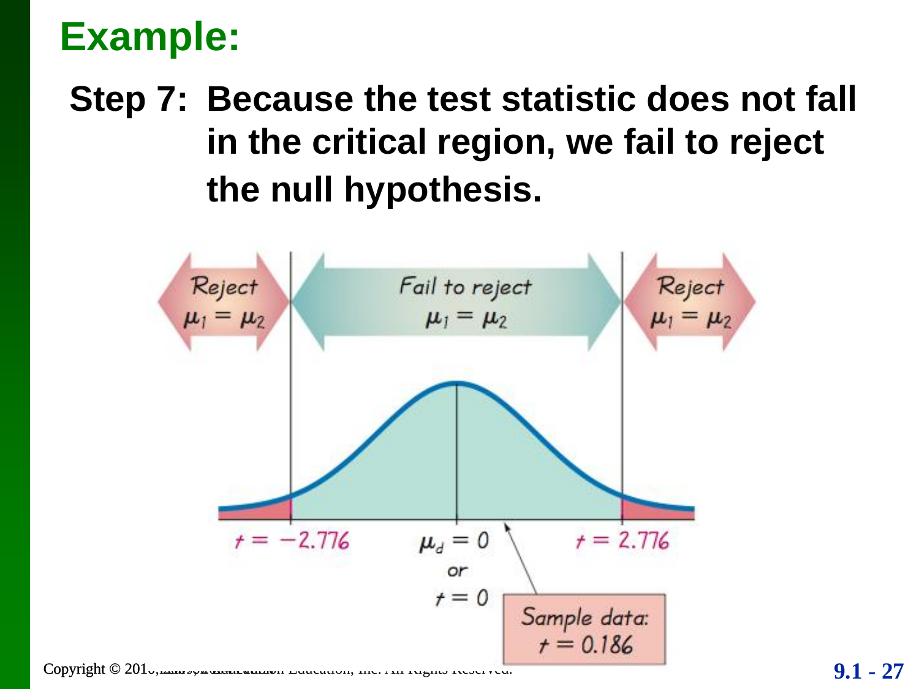# Example:

**Step 7: Because the test statistic does not fall in the critical region, we fail to reject the null hypothesis.**

Reject $\mu_1 = \mu_2$

Fail to reject $\mu_1 = \mu_2$

Reject $\mu_1 = \mu_2$

$t = -2.776$

$\mu_d = 0$ or $t = 0$

$t = 2.776$

Sample data: $t = 0.186$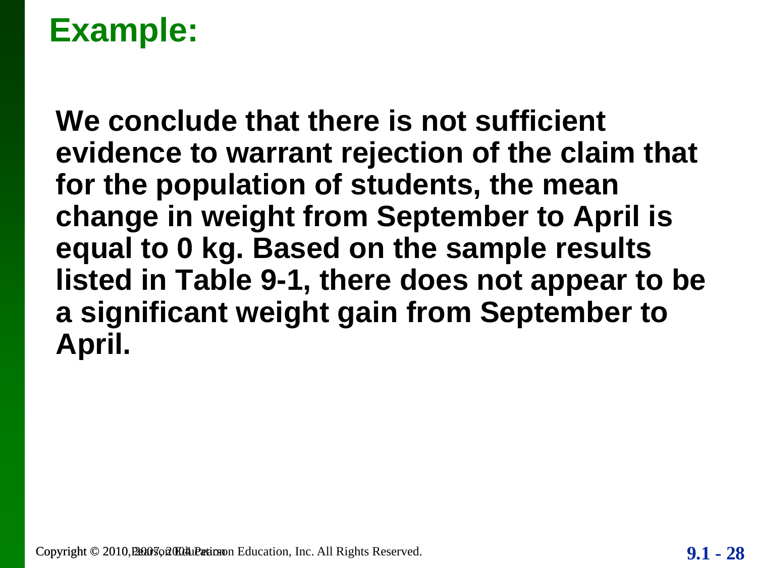# Example:

**We conclude that there is not sufficient evidence to warrant rejection of the claim that for the population of students, the mean change in weight from September to April is equal to 0 kg. Based on the sample results listed in Table 9-1, there does not appear to be a significant weight gain from September to April.**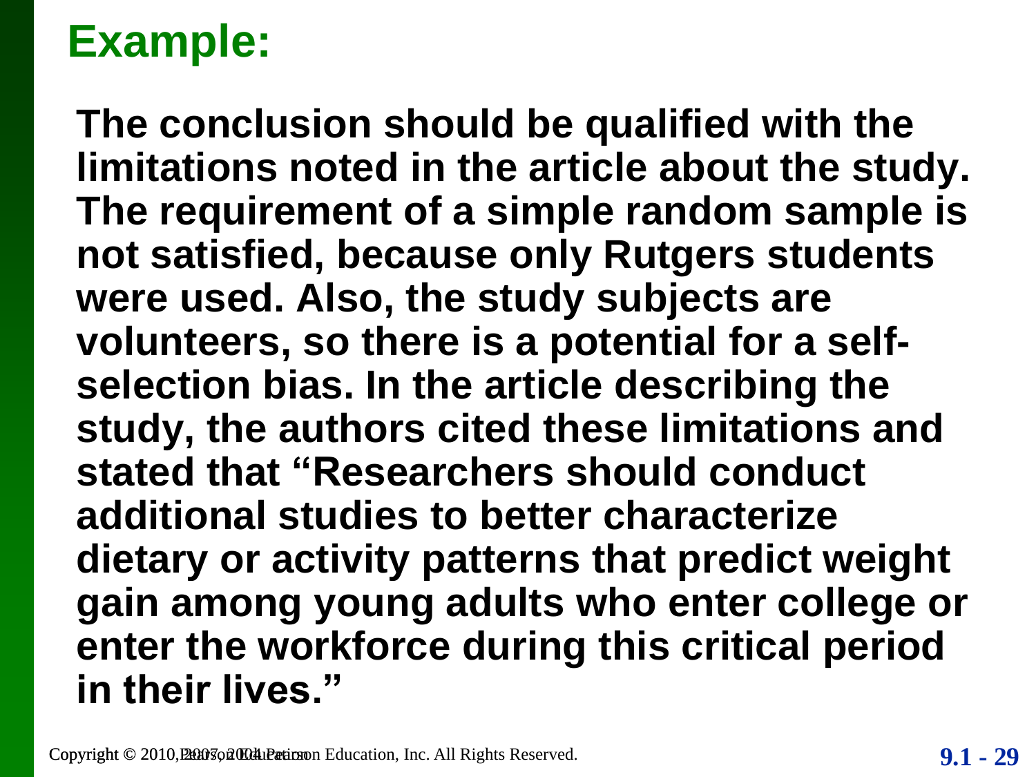## Example:

**The conclusion should be qualified with the limitations noted in the article about the study. The requirement of a simple random sample is not satisfied, because only Rutgers students were used. Also, the study subjects are volunteers, so there is a potential for a self-selection bias. In the article describing the study, the authors cited these limitations and stated that "Researchers should conduct additional studies to better characterize dietary or activity patterns that predict weight gain among young adults who enter college or enter the workforce during this critical period in their lives."**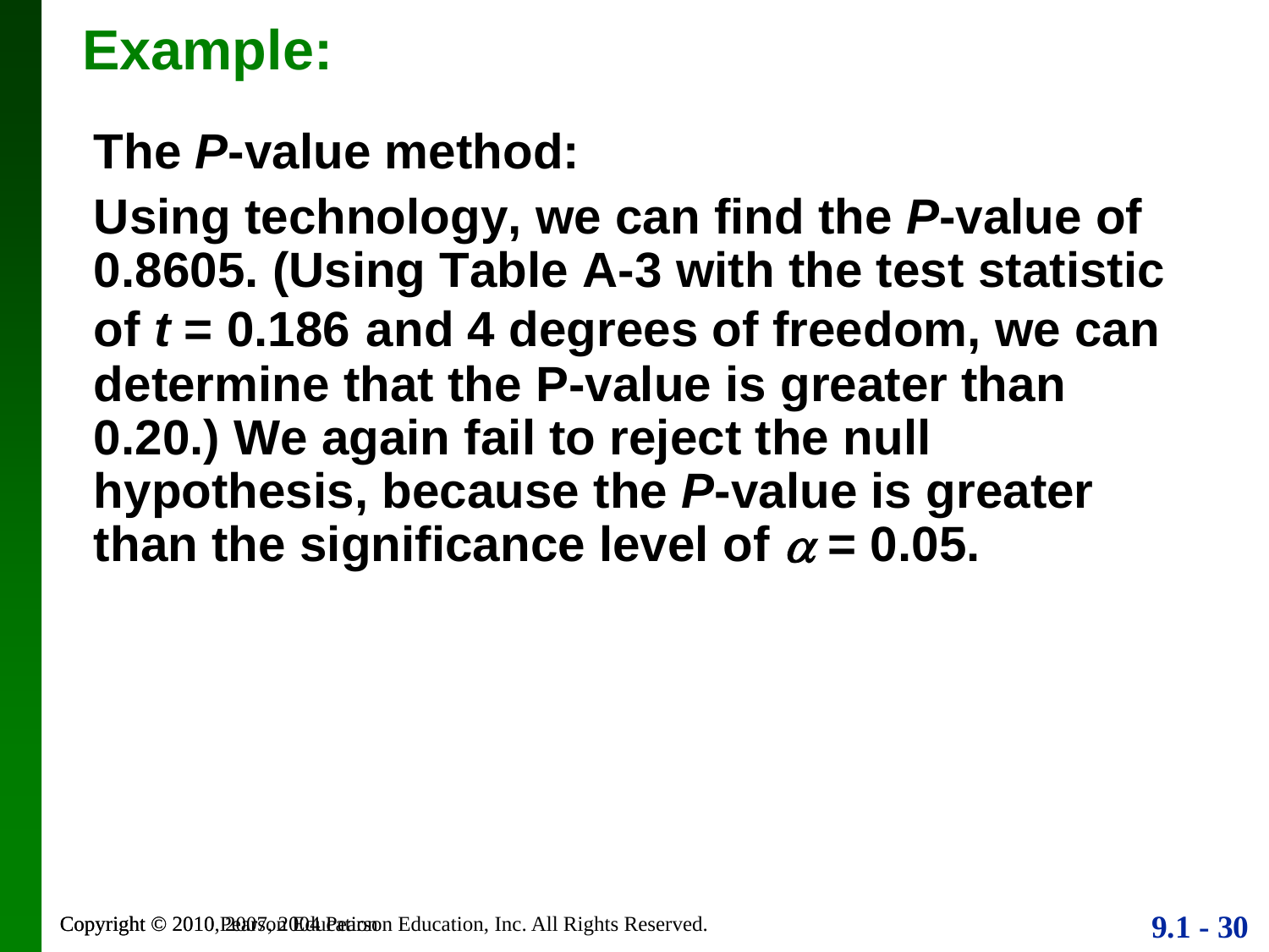# Example:

**The *P*-value method:**

**Using technology, we can find the *P*-value of 0.8605. (Using Table A-3 with the test statistic of $t = 0.186$ and 4 degrees of freedom, we can determine that the P-value is greater than 0.20.) We again fail to reject the null hypothesis, because the *P*-value is greater than the significance level of $\alpha = 0.05$.**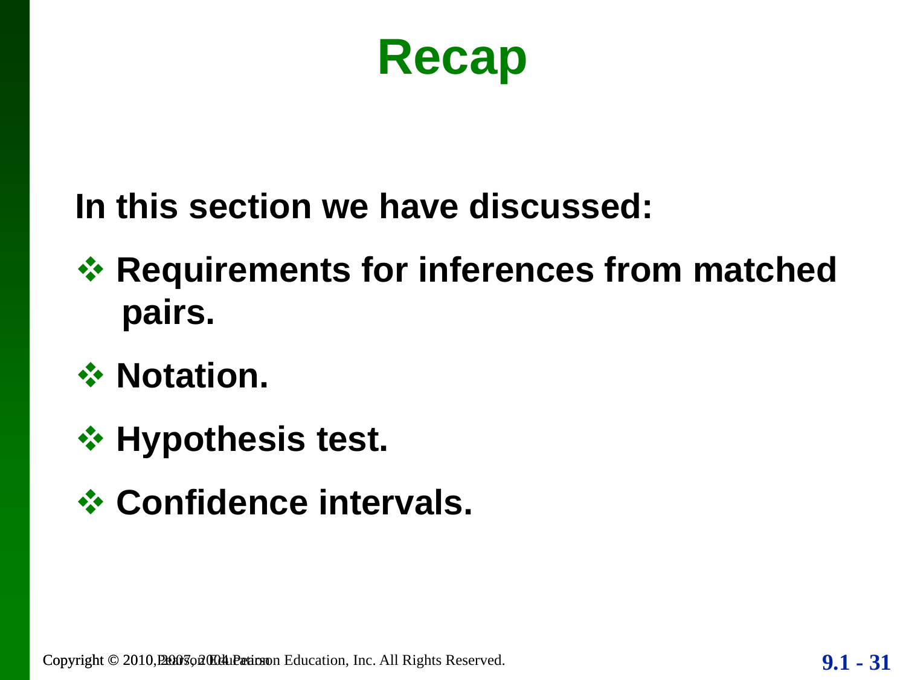# Recap

**In this section we have discussed:**

- **Requirements for inferences from matched pairs.**
- **Notation.**
- **Hypothesis test.**
- **Confidence intervals.**